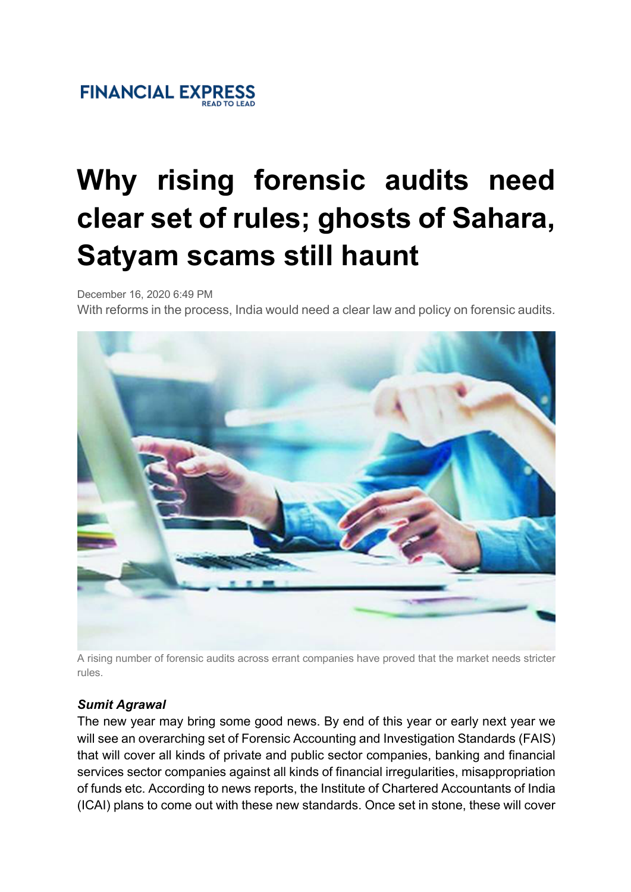FINANCIAL EXPRESS
READ TO LEAD

# Why rising forensic audits need clear set of rules; ghosts of Sahara, Satyam scams still haunt

December 16, 2020 6:49 PM

With reforms in the process, India would need a clear law and policy on forensic audits.

A rising number of forensic audits across errant companies have proved that the market needs stricter rules.

***Sumit Agrawal***

The new year may bring some good news. By end of this year or early next year we will see an overarching set of Forensic Accounting and Investigation Standards (FAIS) that will cover all kinds of private and public sector companies, banking and financial services sector companies against all kinds of financial irregularities, misappropriation of funds etc. According to news reports, the Institute of Chartered Accountants of India (ICAI) plans to come out with these new standards. Once set in stone, these will cover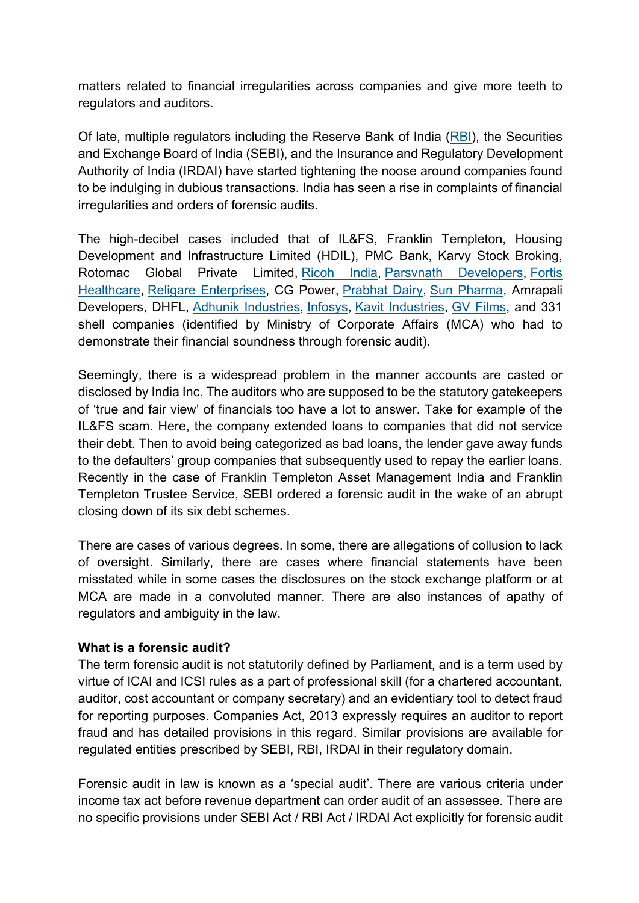matters related to financial irregularities across companies and give more teeth to regulators and auditors.

Of late, multiple regulators including the Reserve Bank of India (RBI), the Securities and Exchange Board of India (SEBI), and the Insurance and Regulatory Development Authority of India (IRDAI) have started tightening the noose around companies found to be indulging in dubious transactions. India has seen a rise in complaints of financial irregularities and orders of forensic audits.

The high-decibel cases included that of IL&FS, Franklin Templeton, Housing Development and Infrastructure Limited (HDIL), PMC Bank, Karvy Stock Broking, Rotomac Global Private Limited, Ricoh India, Parsvnath Developers, Fortis Healthcare, Religare Enterprises, CG Power, Prabhat Dairy, Sun Pharma, Amrapali Developers, DHFL, Adhunik Industries, Infosys, Kavit Industries, GV Films, and 331 shell companies (identified by Ministry of Corporate Affairs (MCA) who had to demonstrate their financial soundness through forensic audit).

Seemingly, there is a widespread problem in the manner accounts are casted or disclosed by India Inc. The auditors who are supposed to be the statutory gatekeepers of 'true and fair view' of financials too have a lot to answer. Take for example of the IL&FS scam. Here, the company extended loans to companies that did not service their debt. Then to avoid being categorized as bad loans, the lender gave away funds to the defaulters' group companies that subsequently used to repay the earlier loans. Recently in the case of Franklin Templeton Asset Management India and Franklin Templeton Trustee Service, SEBI ordered a forensic audit in the wake of an abrupt closing down of its six debt schemes.

There are cases of various degrees. In some, there are allegations of collusion to lack of oversight. Similarly, there are cases where financial statements have been misstated while in some cases the disclosures on the stock exchange platform or at MCA are made in a convoluted manner. There are also instances of apathy of regulators and ambiguity in the law.

**What is a forensic audit?**

The term forensic audit is not statutorily defined by Parliament, and is a term used by virtue of ICAI and ICSI rules as a part of professional skill (for a chartered accountant, auditor, cost accountant or company secretary) and an evidentiary tool to detect fraud for reporting purposes. Companies Act, 2013 expressly requires an auditor to report fraud and has detailed provisions in this regard. Similar provisions are available for regulated entities prescribed by SEBI, RBI, IRDAI in their regulatory domain.

Forensic audit in law is known as a 'special audit'. There are various criteria under income tax act before revenue department can order audit of an assessee. There are no specific provisions under SEBI Act / RBI Act / IRDAI Act explicitly for forensic audit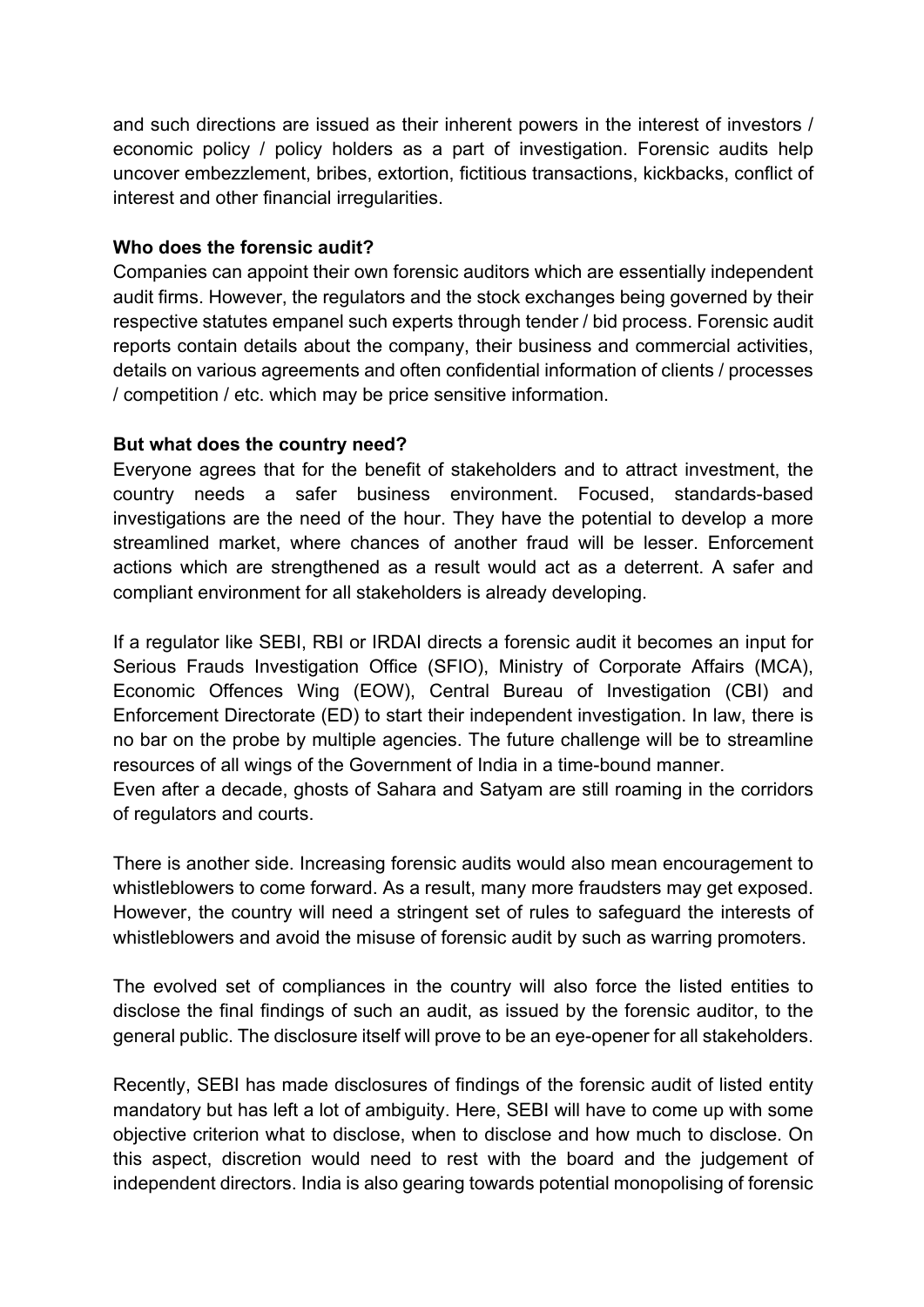and such directions are issued as their inherent powers in the interest of investors / economic policy / policy holders as a part of investigation. Forensic audits help uncover embezzlement, bribes, extortion, fictitious transactions, kickbacks, conflict of interest and other financial irregularities.

**Who does the forensic audit?**

Companies can appoint their own forensic auditors which are essentially independent audit firms. However, the regulators and the stock exchanges being governed by their respective statutes empanel such experts through tender / bid process. Forensic audit reports contain details about the company, their business and commercial activities, details on various agreements and often confidential information of clients / processes / competition / etc. which may be price sensitive information.

**But what does the country need?**

Everyone agrees that for the benefit of stakeholders and to attract investment, the country needs a safer business environment. Focused, standards-based investigations are the need of the hour. They have the potential to develop a more streamlined market, where chances of another fraud will be lesser. Enforcement actions which are strengthened as a result would act as a deterrent. A safer and compliant environment for all stakeholders is already developing.

If a regulator like SEBI, RBI or IRDAI directs a forensic audit it becomes an input for Serious Frauds Investigation Office (SFIO), Ministry of Corporate Affairs (MCA), Economic Offences Wing (EOW), Central Bureau of Investigation (CBI) and Enforcement Directorate (ED) to start their independent investigation. In law, there is no bar on the probe by multiple agencies. The future challenge will be to streamline resources of all wings of the Government of India in a time-bound manner.
Even after a decade, ghosts of Sahara and Satyam are still roaming in the corridors of regulators and courts.

There is another side. Increasing forensic audits would also mean encouragement to whistleblowers to come forward. As a result, many more fraudsters may get exposed. However, the country will need a stringent set of rules to safeguard the interests of whistleblowers and avoid the misuse of forensic audit by such as warring promoters.

The evolved set of compliances in the country will also force the listed entities to disclose the final findings of such an audit, as issued by the forensic auditor, to the general public. The disclosure itself will prove to be an eye-opener for all stakeholders.

Recently, SEBI has made disclosures of findings of the forensic audit of listed entity mandatory but has left a lot of ambiguity. Here, SEBI will have to come up with some objective criterion what to disclose, when to disclose and how much to disclose. On this aspect, discretion would need to rest with the board and the judgement of independent directors. India is also gearing towards potential monopolising of forensic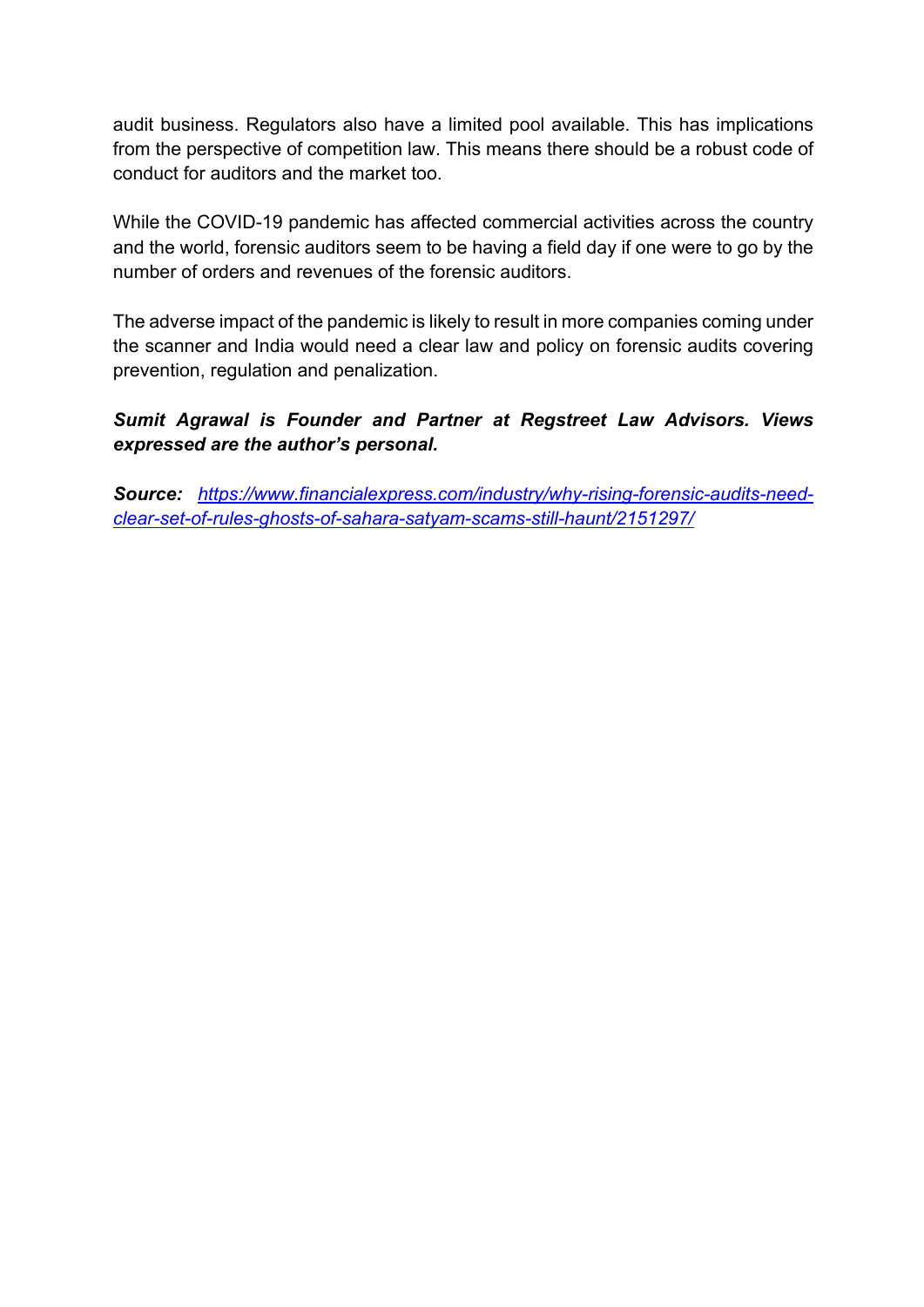audit business. Regulators also have a limited pool available. This has implications from the perspective of competition law. This means there should be a robust code of conduct for auditors and the market too.

While the COVID-19 pandemic has affected commercial activities across the country and the world, forensic auditors seem to be having a field day if one were to go by the number of orders and revenues of the forensic auditors.

The adverse impact of the pandemic is likely to result in more companies coming under the scanner and India would need a clear law and policy on forensic audits covering prevention, regulation and penalization.

***Sumit Agrawal is Founder and Partner at Regstreet Law Advisors. Views expressed are the author's personal.***

***Source:*** *[https://www.financialexpress.com/industry/why-rising-forensic-audits-need-clear-set-of-rules-ghosts-of-sahara-satyam-scams-still-haunt/2151297/](https://www.financialexpress.com/industry/why-rising-forensic-audits-need-clear-set-of-rules-ghosts-of-sahara-satyam-scams-still-haunt/2151297/)*